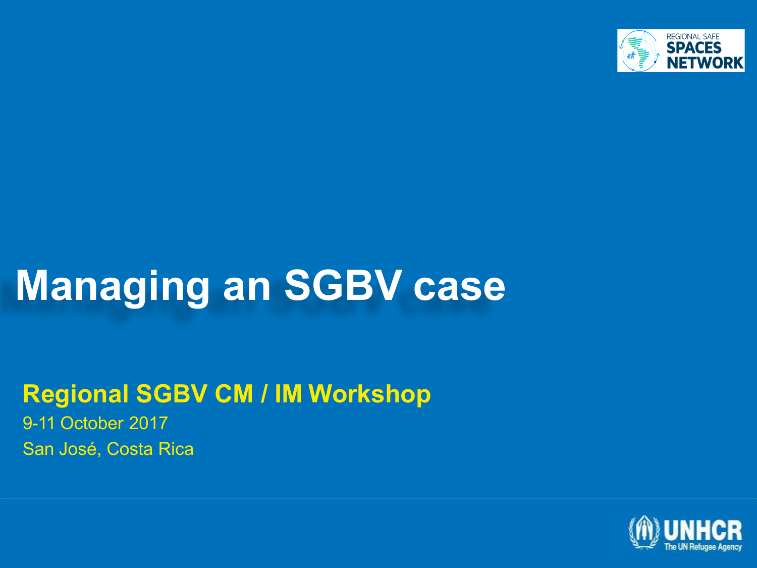# Managing an SGBV case

**Regional SGBV CM / IM Workshop**

9-11 October 2017

San José, Costa Rica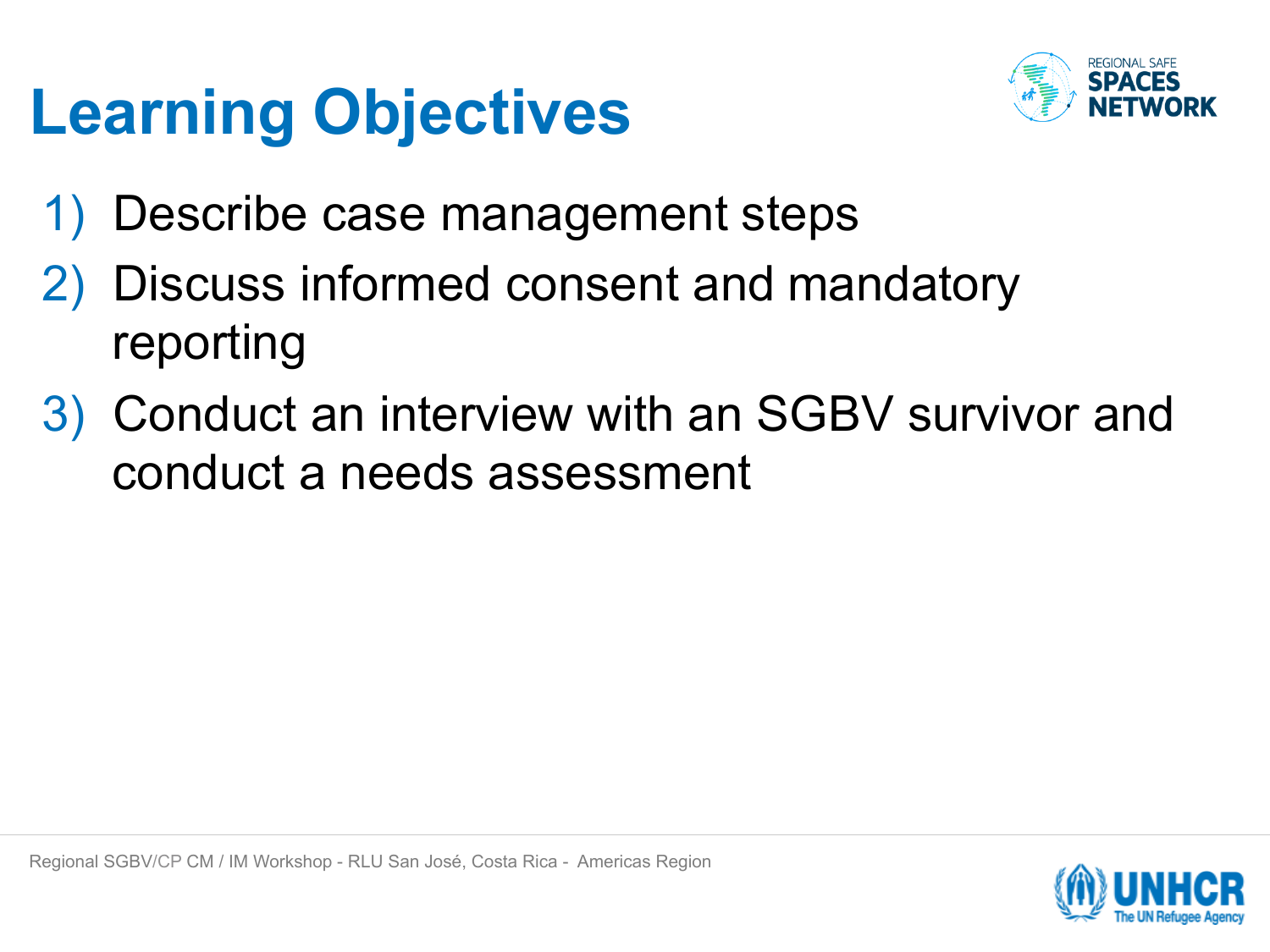# Learning Objectives

1) Describe case management steps
2) Discuss informed consent and mandatory reporting
3) Conduct an interview with an SGBV survivor and conduct a needs assessment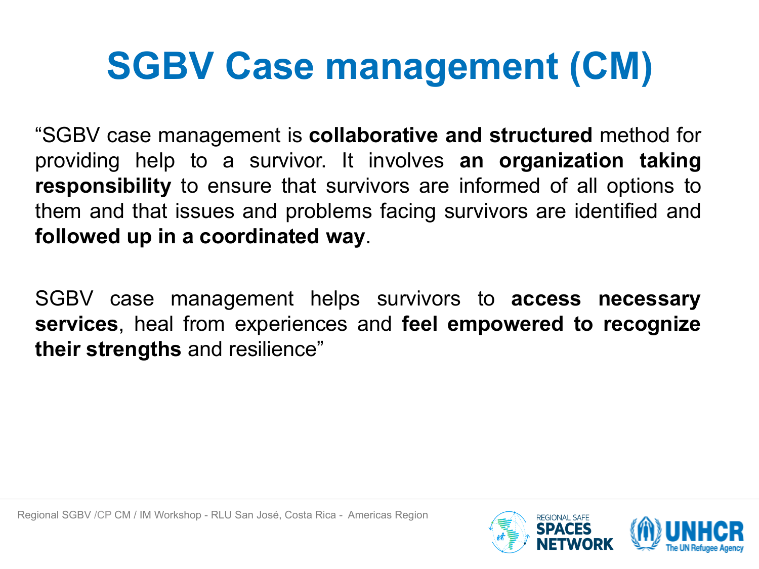# SGBV Case management (CM)

"SGBV case management is **collaborative and structured** method for providing help to a survivor. It involves **an organization taking responsibility** to ensure that survivors are informed of all options to them and that issues and problems facing survivors are identified and **followed up in a coordinated way**.

SGBV case management helps survivors to **access necessary services**, heal from experiences and **feel empowered to recognize their strengths** and resilience"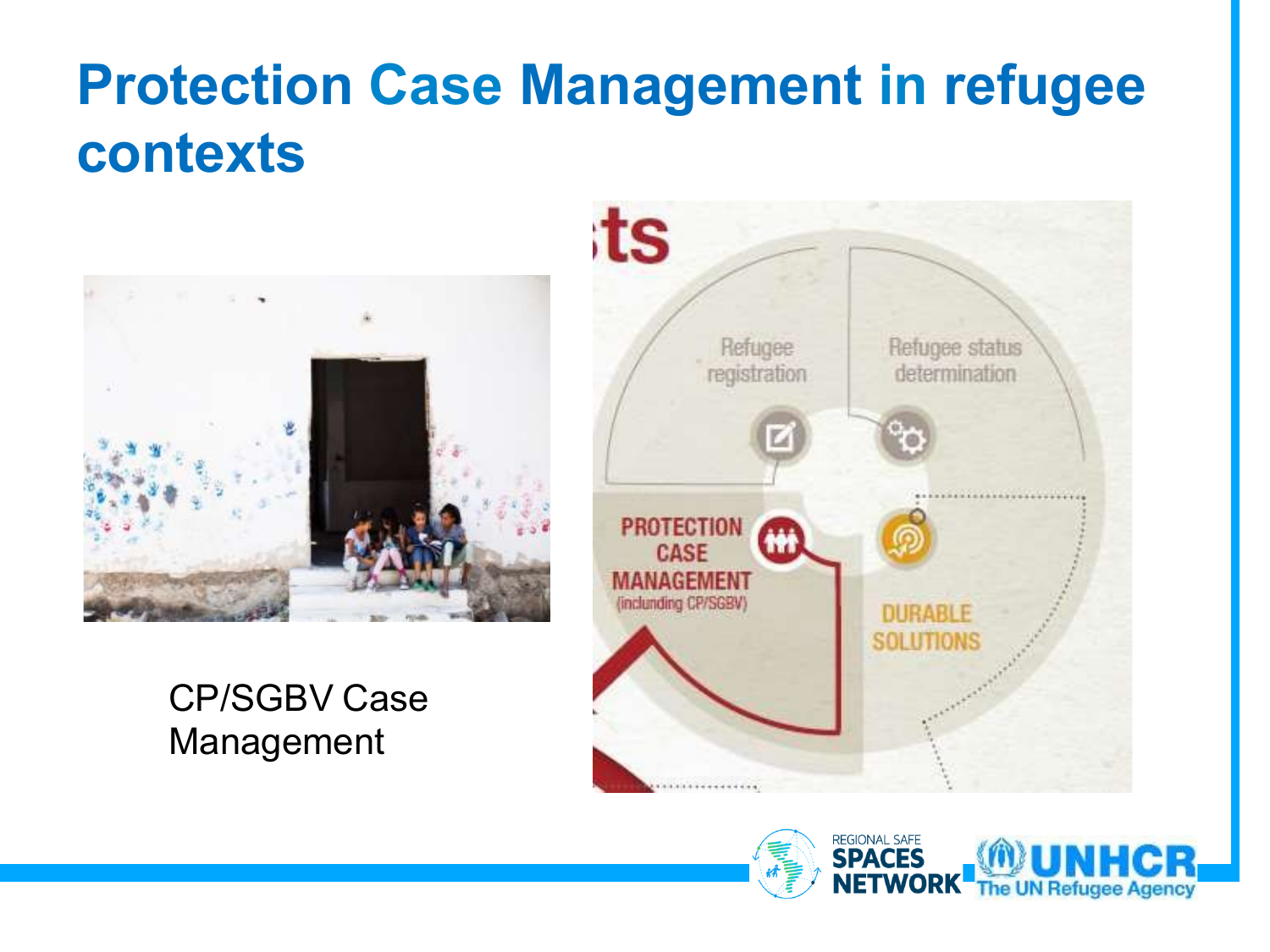# Protection Case Management in refugee contexts

CP/SGBV Case Management

ts

Refugee registration

Refugee status determination

PROTECTION CASE MANAGEMENT (including CP/SGBV)

DURABLE SOLUTIONS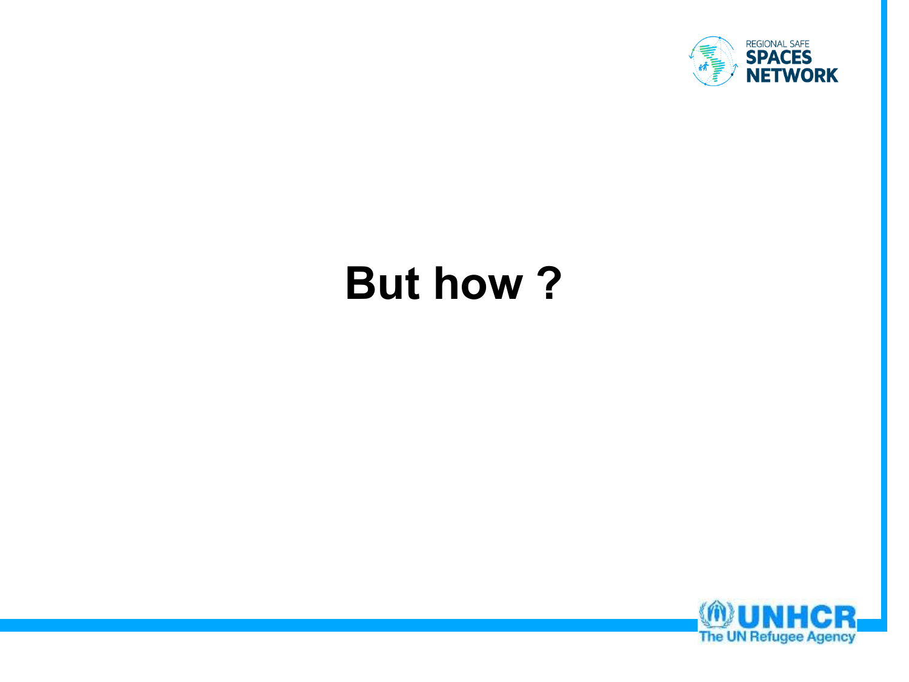# But how ?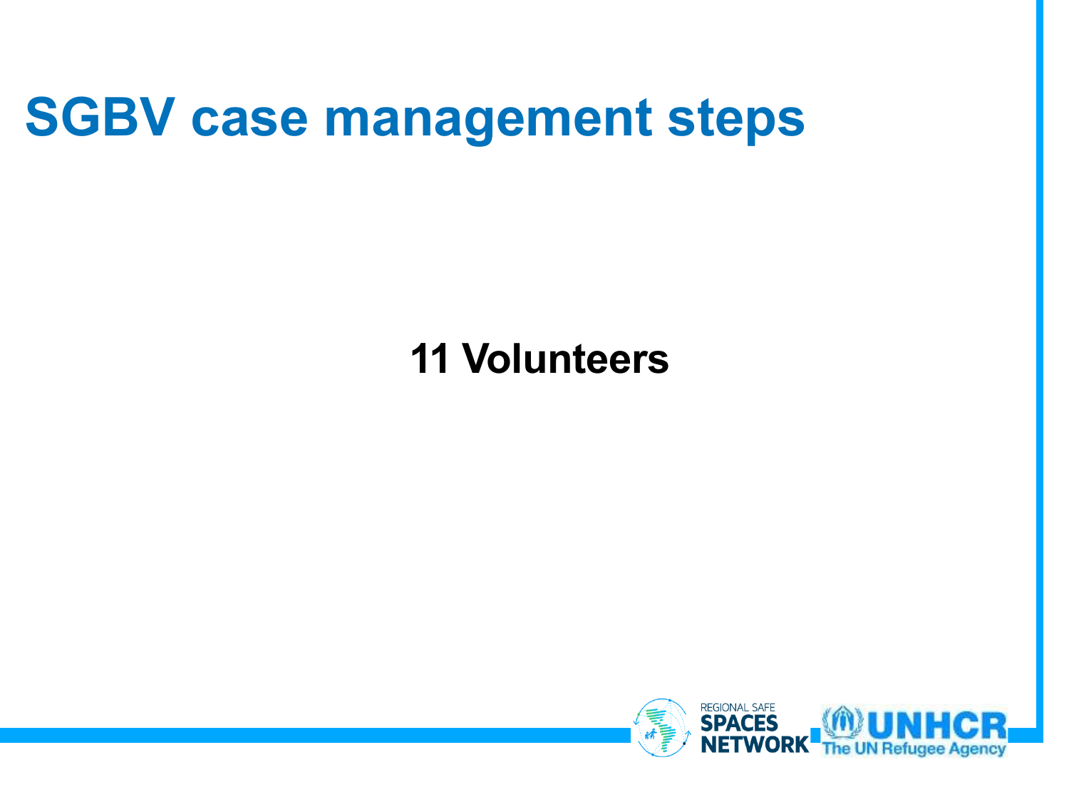# SGBV case management steps

**11 Volunteers**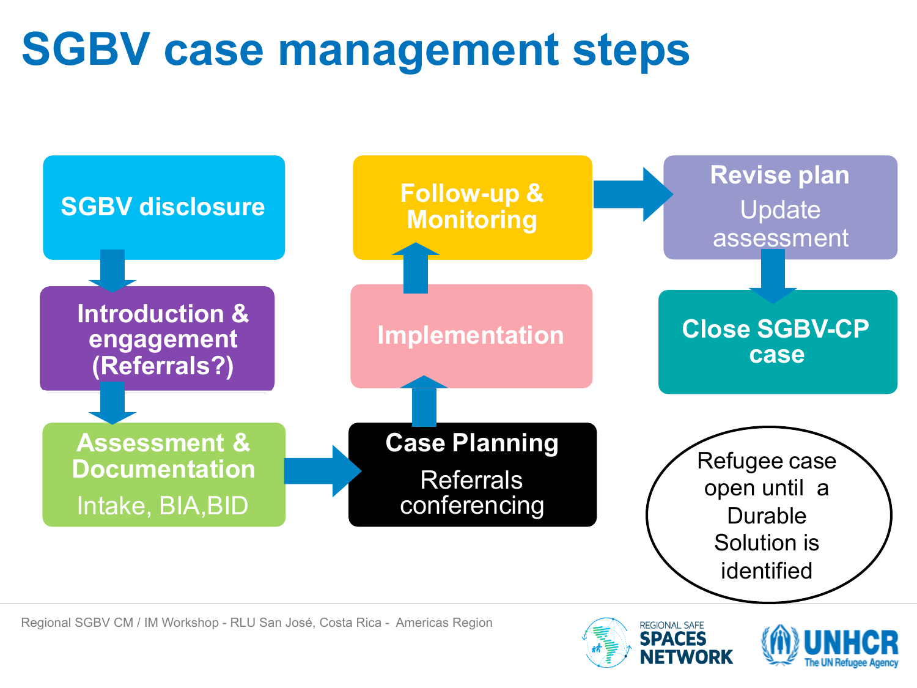# SGBV case management steps

- **SGBV disclosure**
- **Introduction & engagement (Referrals?)**
- **Assessment & Documentation**
  Intake, BIA,BID
- **Case Planning**
  Referrals conferencing
- **Implementation**
- **Follow-up & Monitoring**
- **Revise plan**
  Update assessment
- **Close SGBV-CP case**

Refugee case open until a Durable Solution is identified

Regional SGBV CM / IM Workshop - RLU San José, Costa Rica - Americas Region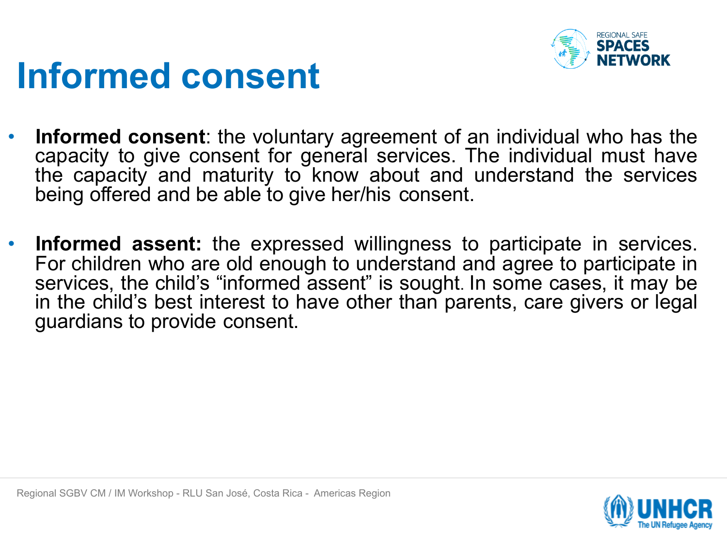# Informed consent

- **Informed consent**: the voluntary agreement of an individual who has the capacity to give consent for general services. The individual must have the capacity and maturity to know about and understand the services being offered and be able to give her/his consent.
- **Informed assent:** the expressed willingness to participate in services. For children who are old enough to understand and agree to participate in services, the child's "informed assent" is sought. In some cases, it may be in the child's best interest to have other than parents, care givers or legal guardians to provide consent.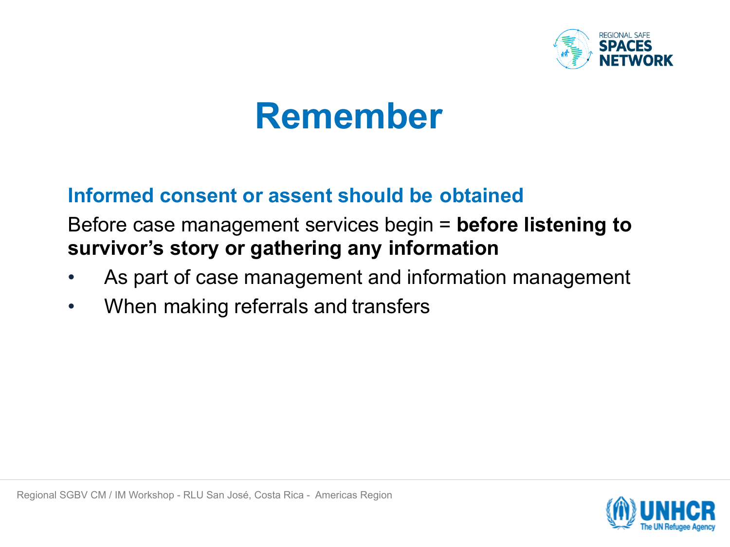# Remember

## Informed consent or assent should be obtained

Before case management services begin = **before listening to survivor's story or gathering any information**

- As part of case management and information management
- When making referrals and transfers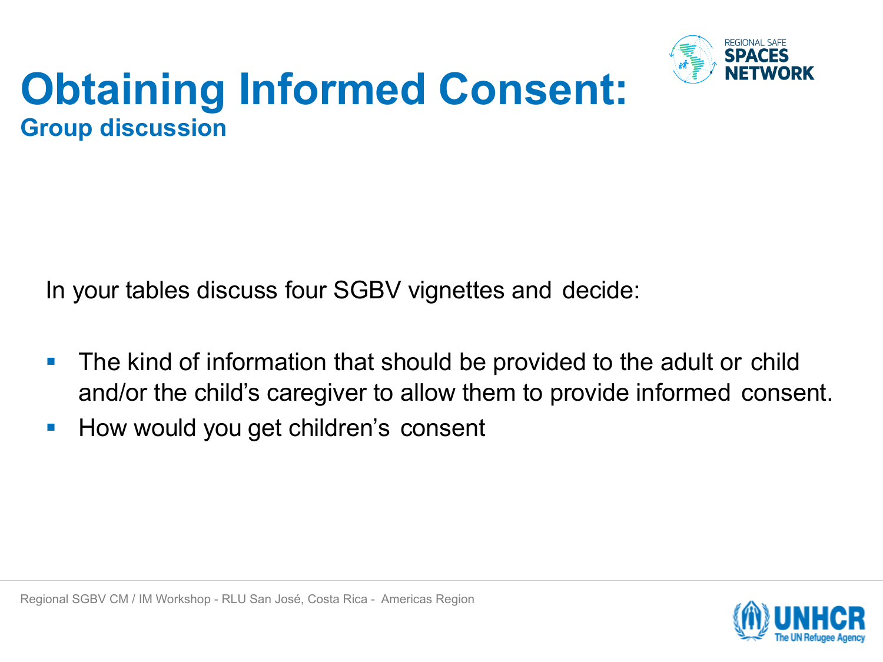# Obtaining Informed Consent:

## Group discussion

In your tables discuss four SGBV vignettes and decide:

- The kind of information that should be provided to the adult or child and/or the child's caregiver to allow them to provide informed consent.
- How would you get children's consent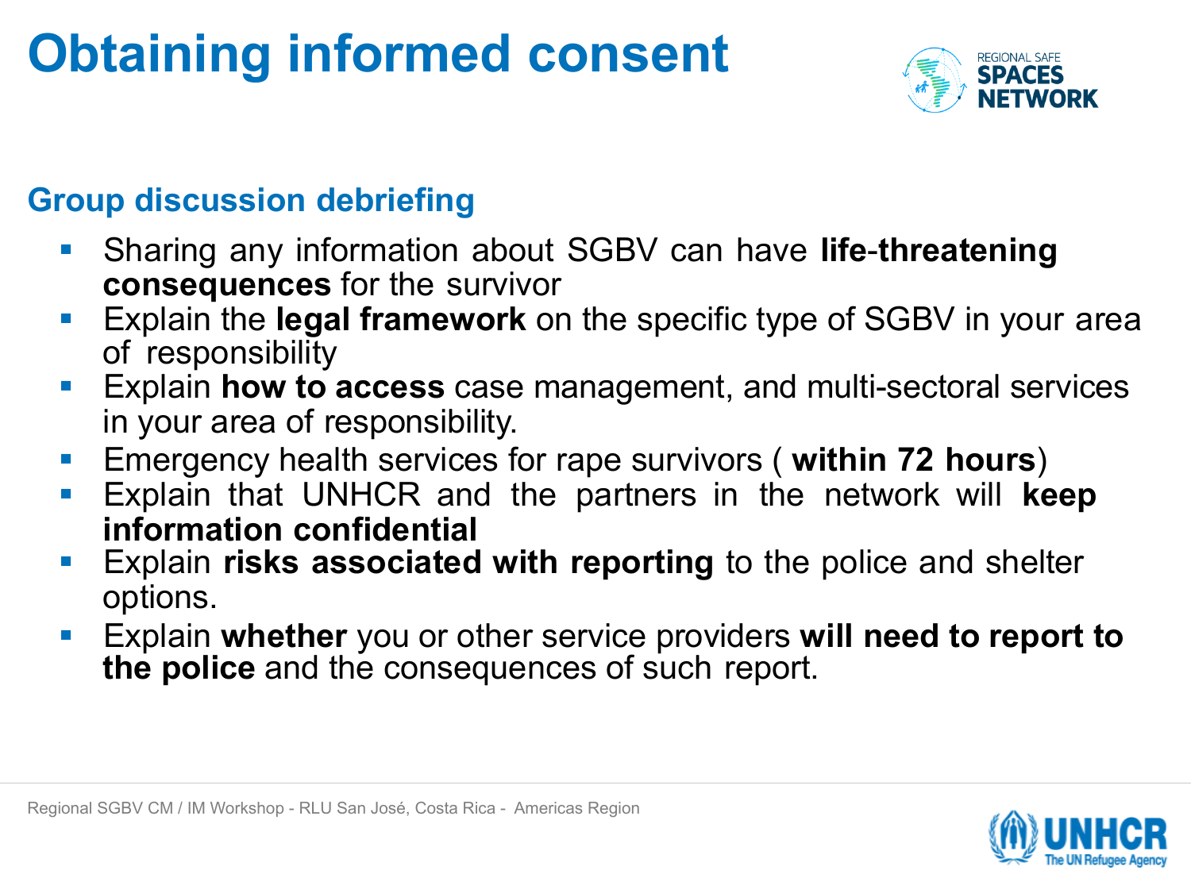# Obtaining informed consent

## Group discussion debriefing

- Sharing any information about SGBV can have **life-threatening consequences** for the survivor
- Explain the **legal framework** on the specific type of SGBV in your area of responsibility
- Explain **how to access** case management, and multi-sectoral services in your area of responsibility.
- Emergency health services for rape survivors ( **within 72 hours**)
- Explain that UNHCR and the partners in the network will **keep information confidential**
- Explain **risks associated with reporting** to the police and shelter options.
- Explain **whether** you or other service providers **will need to report to the police** and the consequences of such report.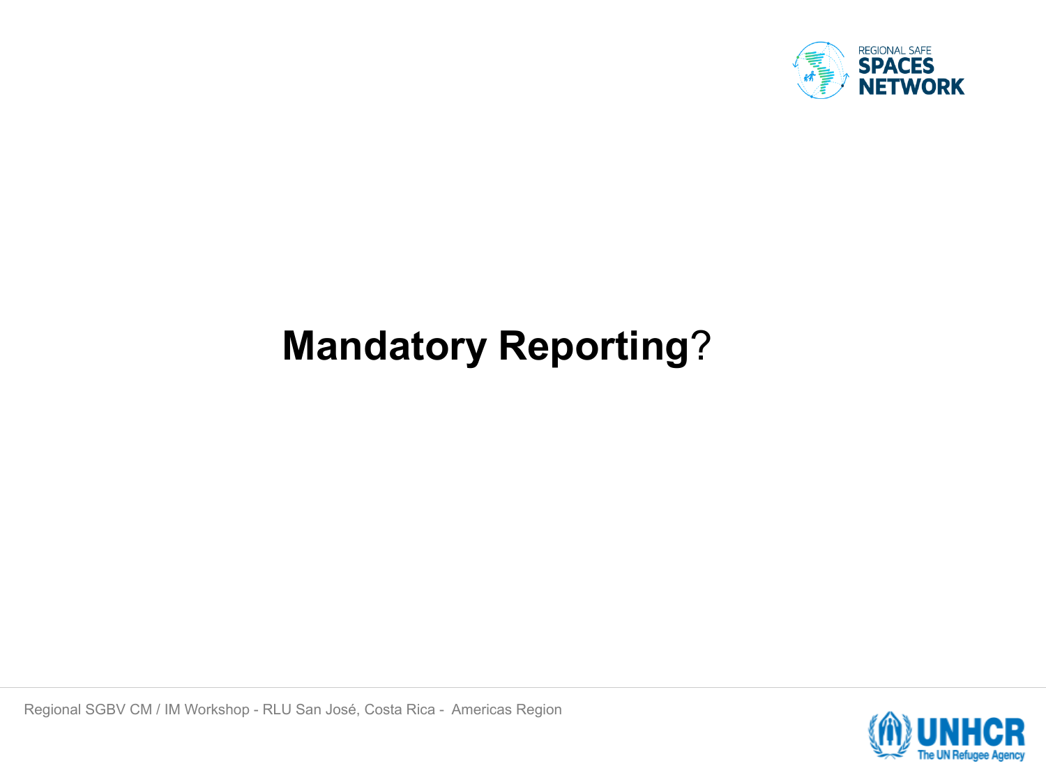# **Mandatory Reporting**?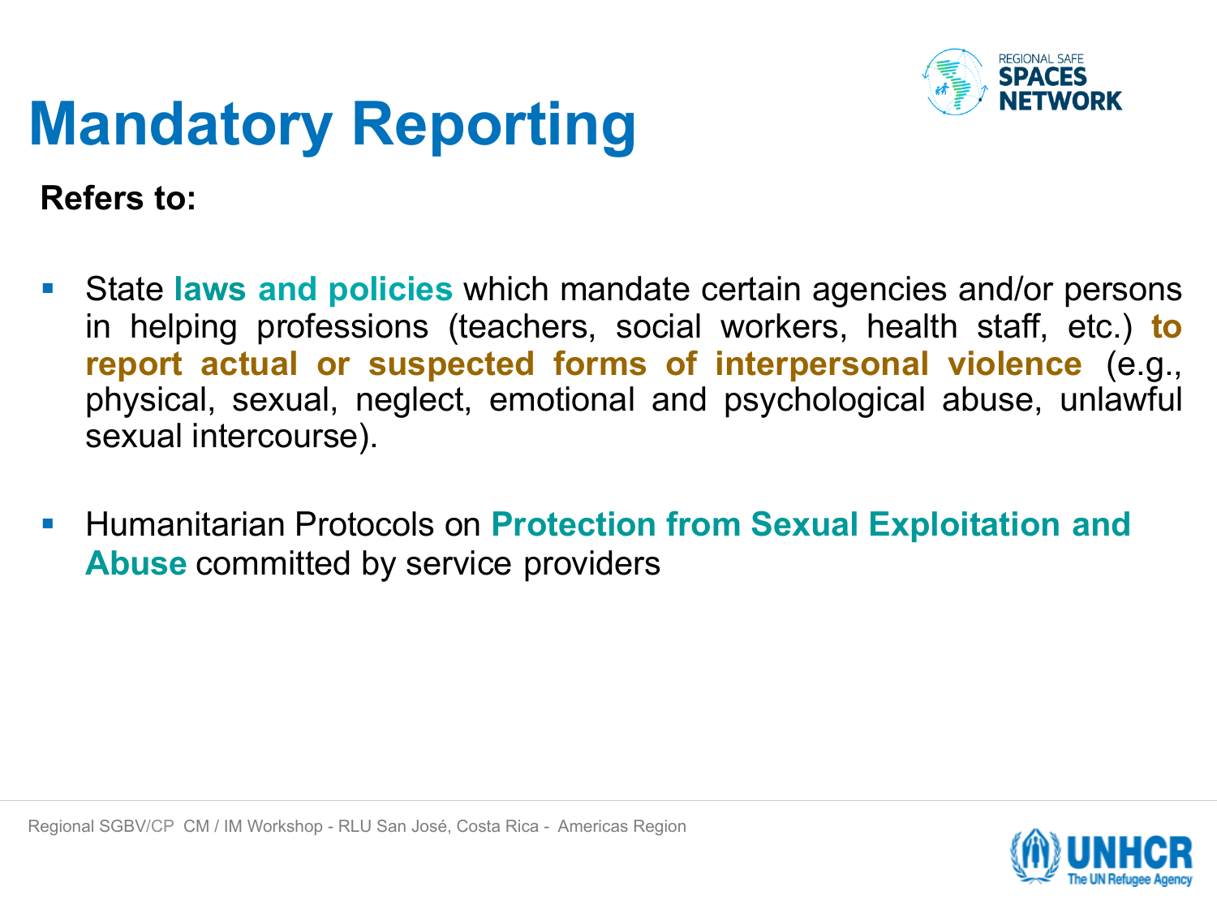# Mandatory Reporting

**Refers to:**

- State **laws and policies** which mandate certain agencies and/or persons in helping professions (teachers, social workers, health staff, etc.) **to report actual or suspected forms of interpersonal violence** (e.g., physical, sexual, neglect, emotional and psychological abuse, unlawful sexual intercourse).
- Humanitarian Protocols on **Protection from Sexual Exploitation and Abuse** committed by service providers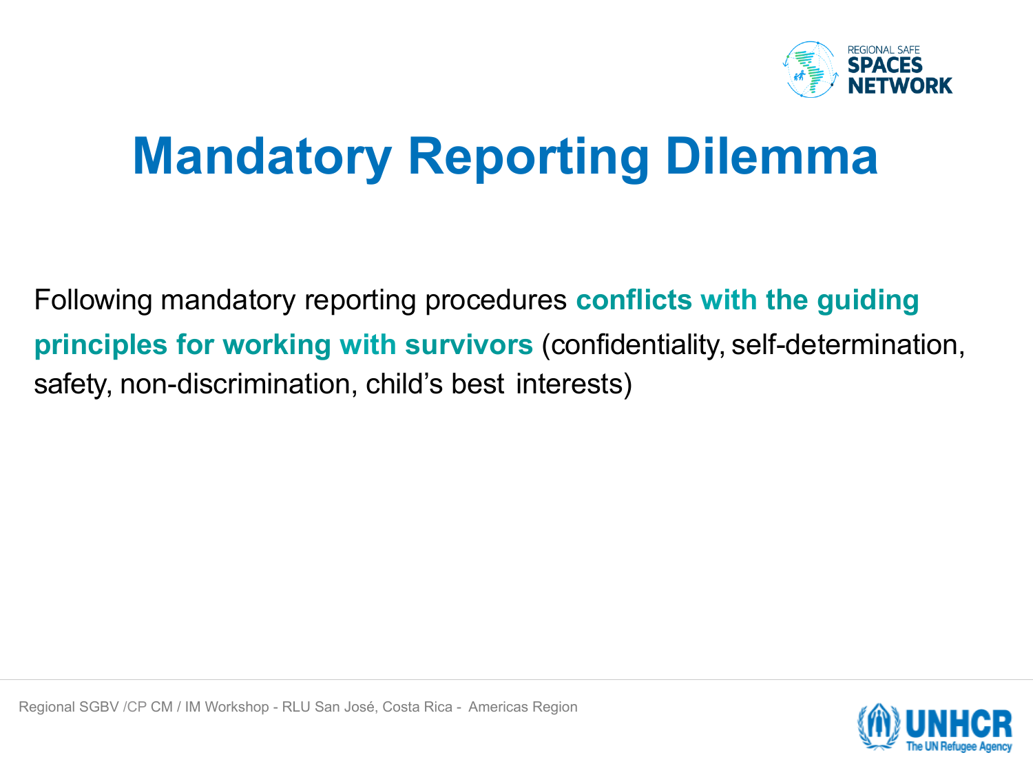# Mandatory Reporting Dilemma

Following mandatory reporting procedures **conflicts with the guiding principles for working with survivors** (confidentiality, self-determination, safety, non-discrimination, child's best interests)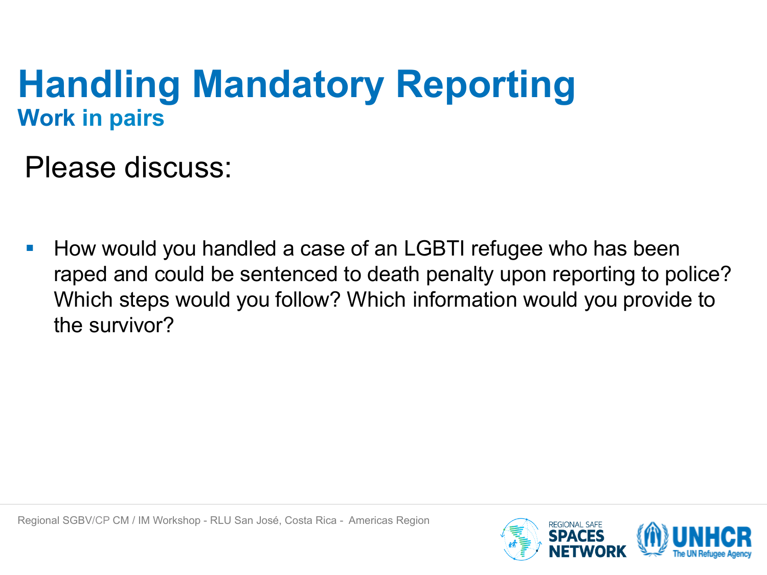# Handling Mandatory Reporting

## Work in pairs

Please discuss:

- How would you handled a case of an LGBTI refugee who has been raped and could be sentenced to death penalty upon reporting to police? Which steps would you follow? Which information would you provide to the survivor?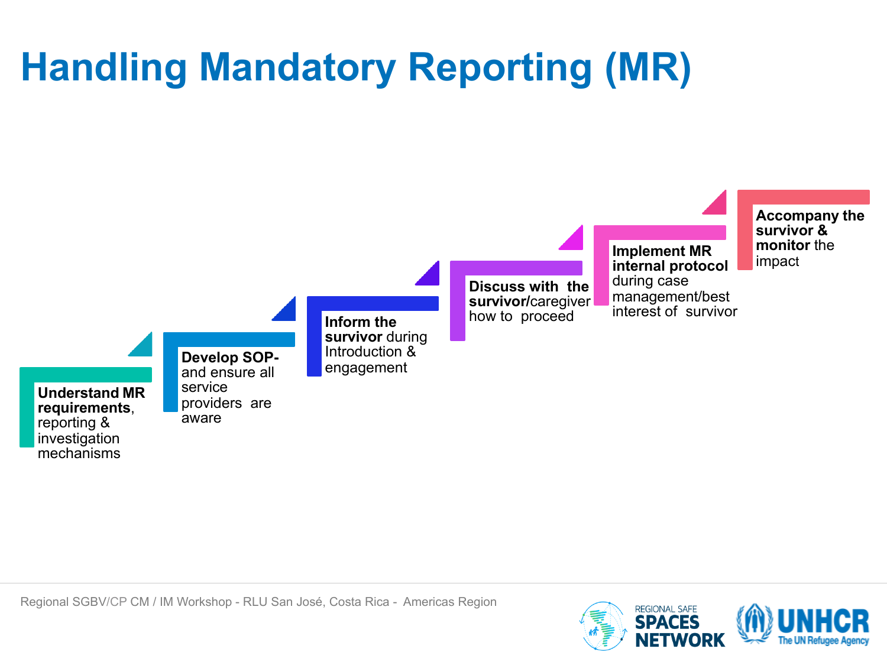# Handling Mandatory Reporting (MR)

1. **Understand MR requirements**, reporting & investigation mechanisms
2. **Develop SOP-** and ensure all service providers are aware
3. **Inform the survivor** during Introduction & engagement
4. **Discuss with the survivor**/caregiver how to proceed
5. **Implement MR internal protocol** during case management/best interest of survivor
6. **Accompany the survivor & monitor** the impact

Regional SGBV/CP CM / IM Workshop - RLU San José, Costa Rica - Americas Region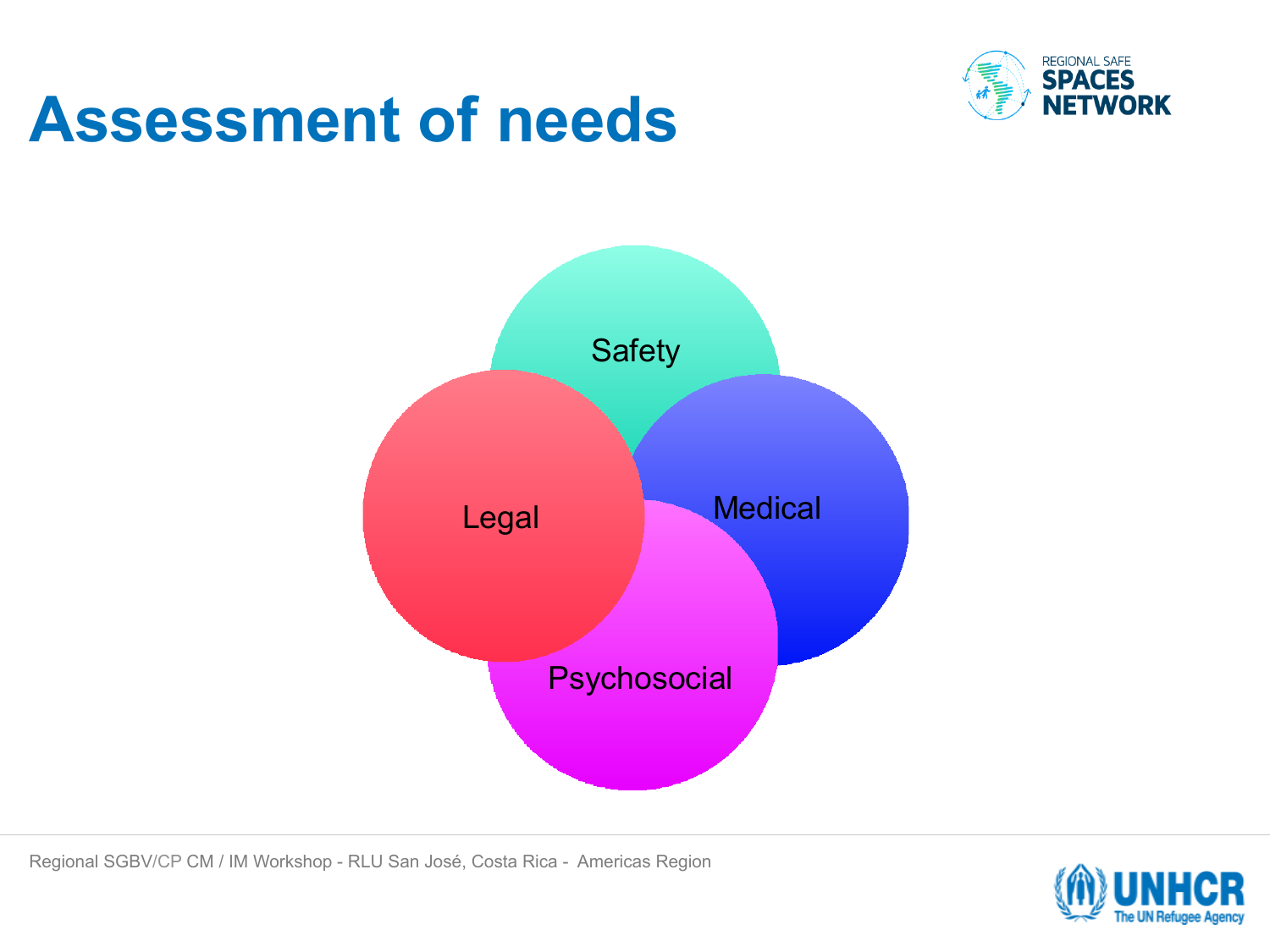# Assessment of needs

- Safety
- Legal
- Medical
- Psychosocial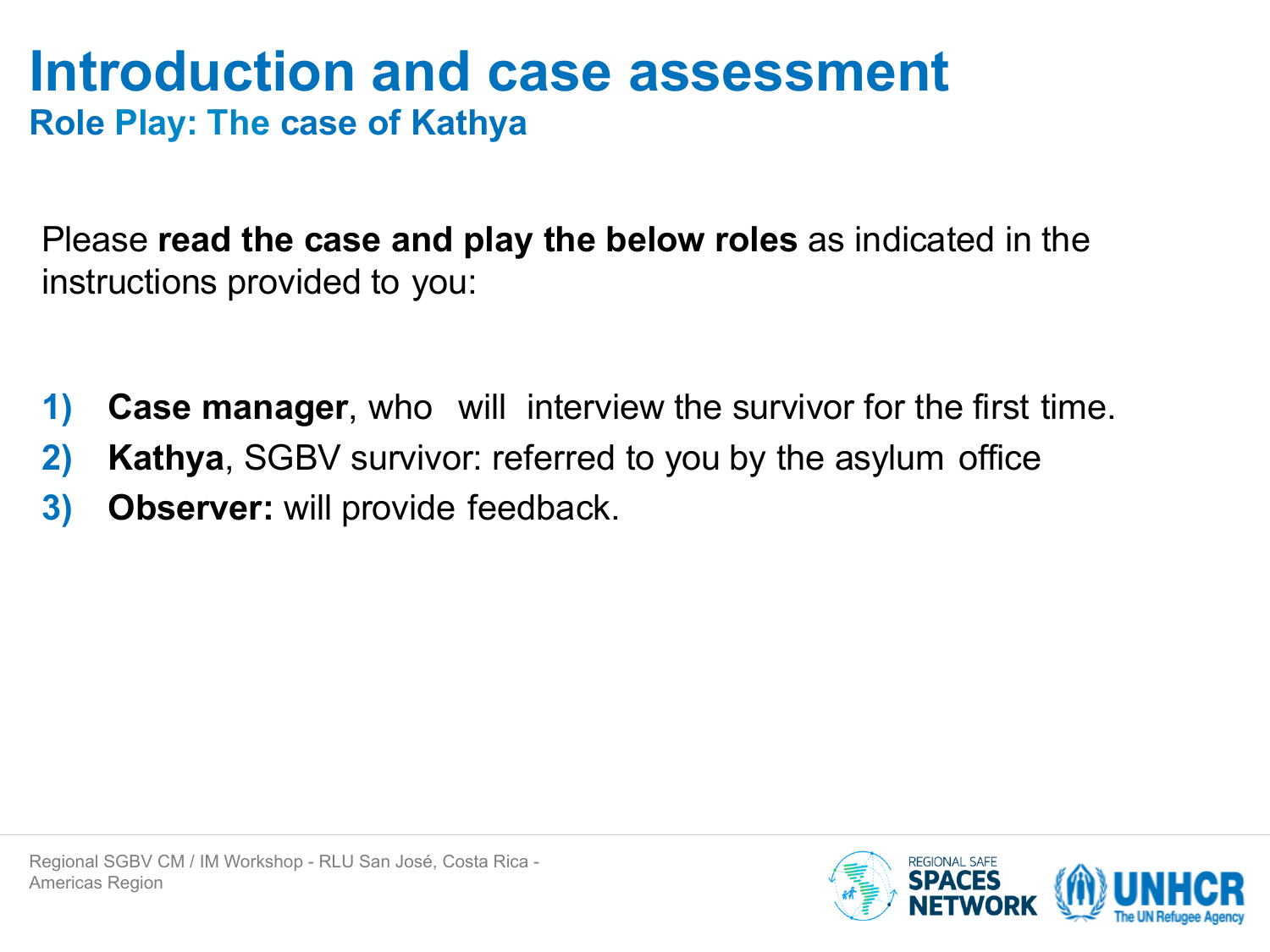# Introduction and case assessment

## Role Play: The case of Kathya

Please **read the case and play the below roles** as indicated in the instructions provided to you:

1) **Case manager**, who will interview the survivor for the first time.
2) **Kathya**, SGBV survivor: referred to you by the asylum office
3) **Observer:** will provide feedback.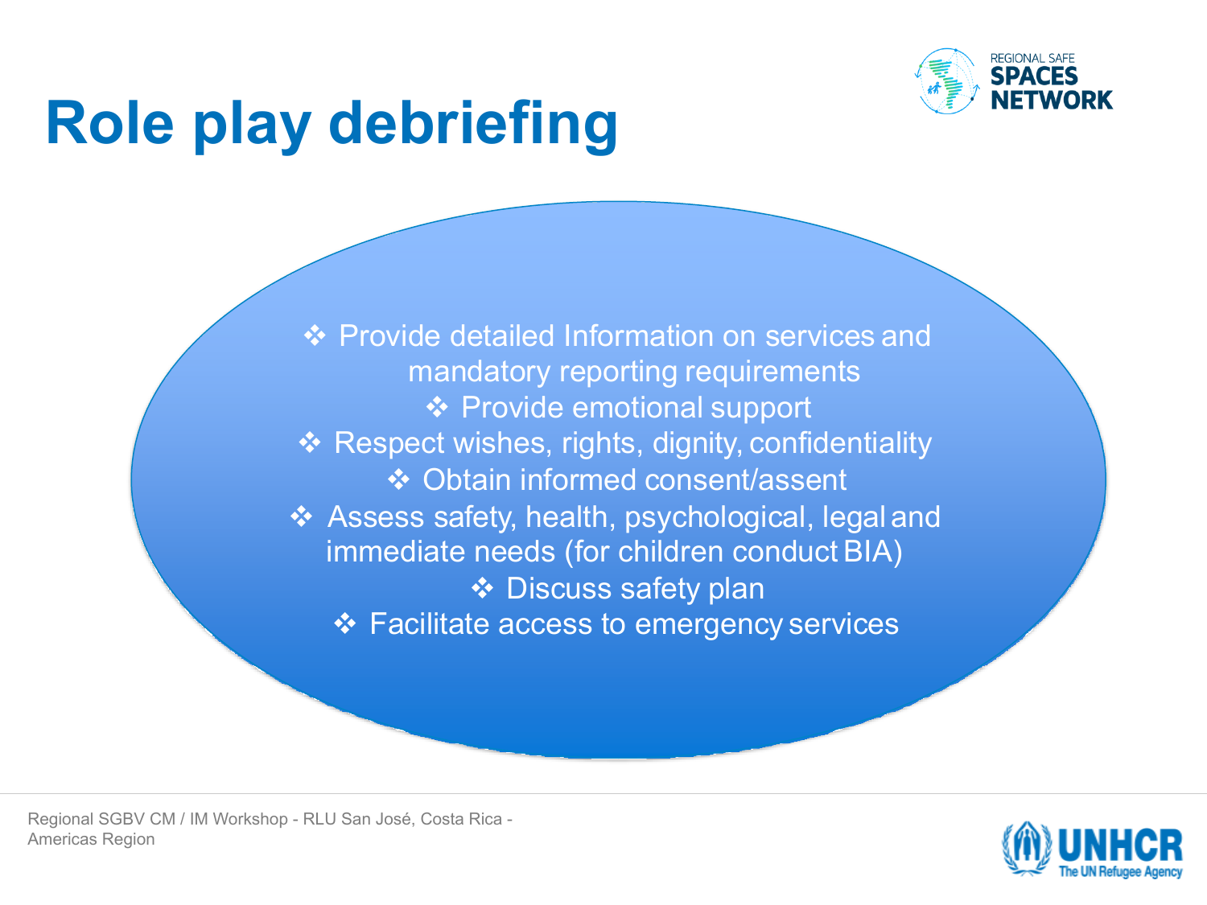# Role play debriefing

- Provide detailed Information on services and mandatory reporting requirements
- Provide emotional support
- Respect wishes, rights, dignity, confidentiality
- Obtain informed consent/assent
- Assess safety, health, psychological, legal and immediate needs (for children conduct BIA)
- Discuss safety plan
- Facilitate access to emergency services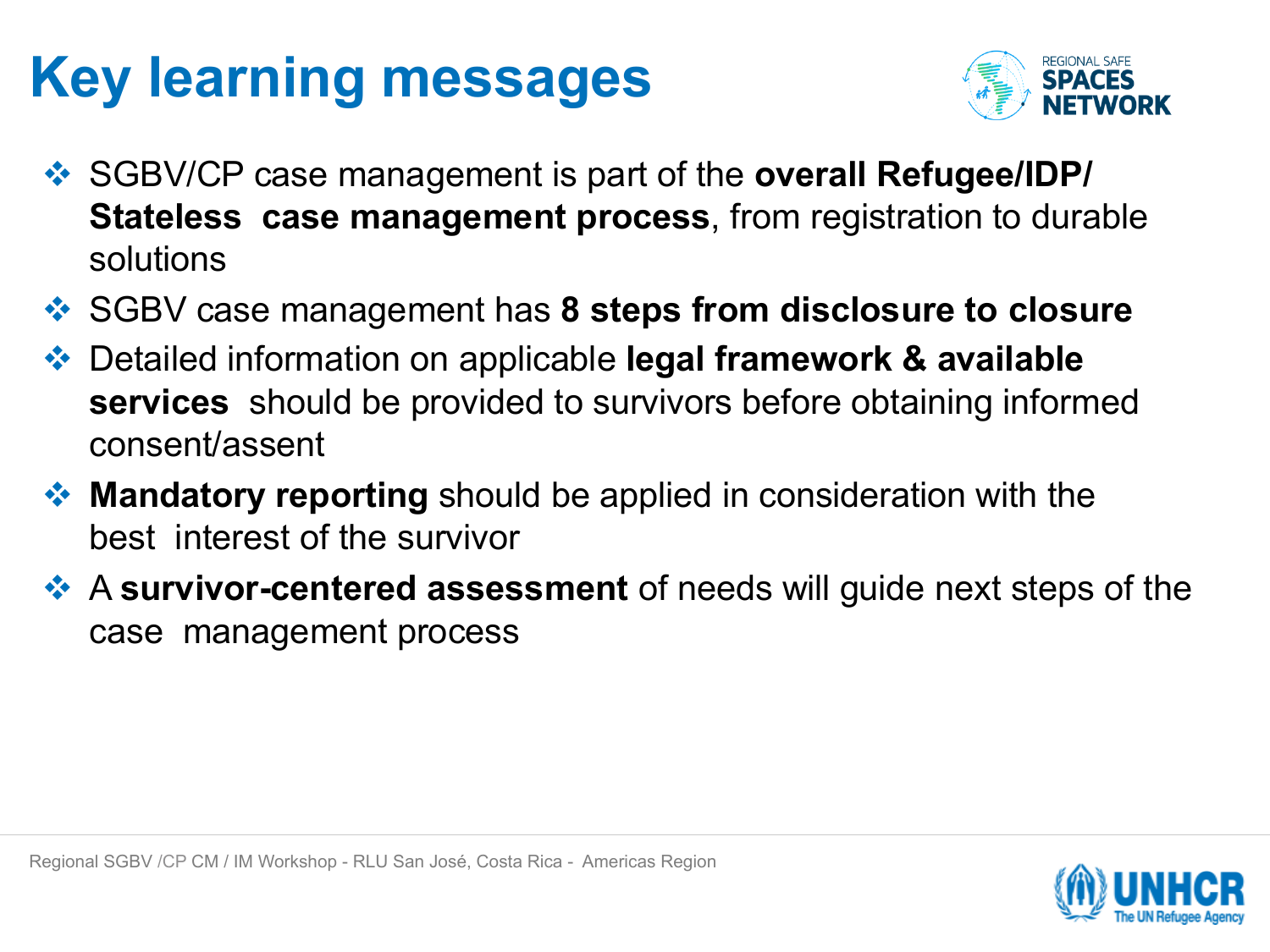# Key learning messages

- SGBV/CP case management is part of the **overall Refugee/IDP/ Stateless case management process**, from registration to durable solutions
- SGBV case management has **8 steps from disclosure to closure**
- Detailed information on applicable **legal framework & available services** should be provided to survivors before obtaining informed consent/assent
- **Mandatory reporting** should be applied in consideration with the best interest of the survivor
- A **survivor-centered assessment** of needs will guide next steps of the case management process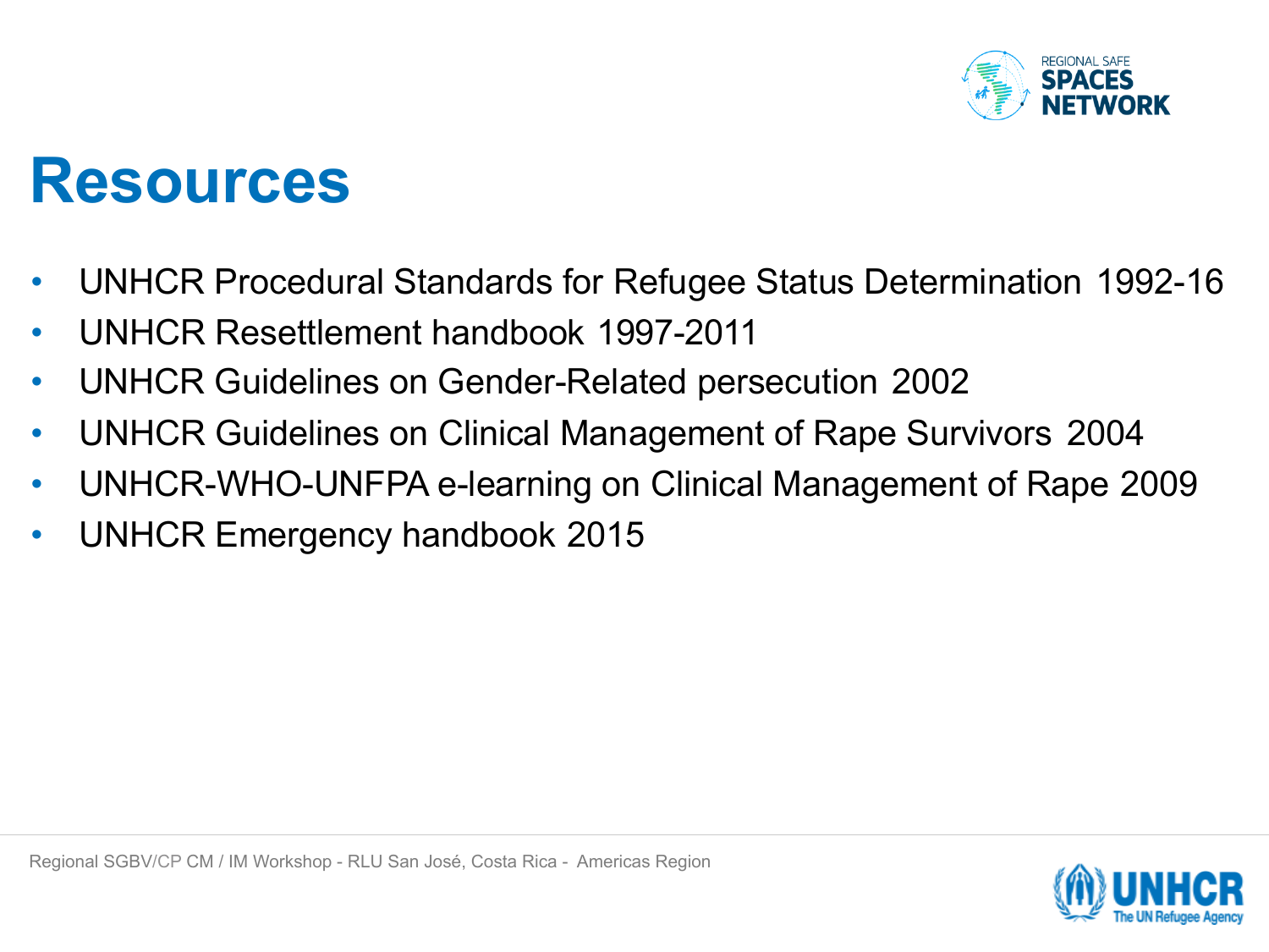# Resources

- UNHCR Procedural Standards for Refugee Status Determination 1992-16
- UNHCR Resettlement handbook 1997-2011
- UNHCR Guidelines on Gender-Related persecution 2002
- UNHCR Guidelines on Clinical Management of Rape Survivors 2004
- UNHCR-WHO-UNFPA e-learning on Clinical Management of Rape 2009
- UNHCR Emergency handbook 2015